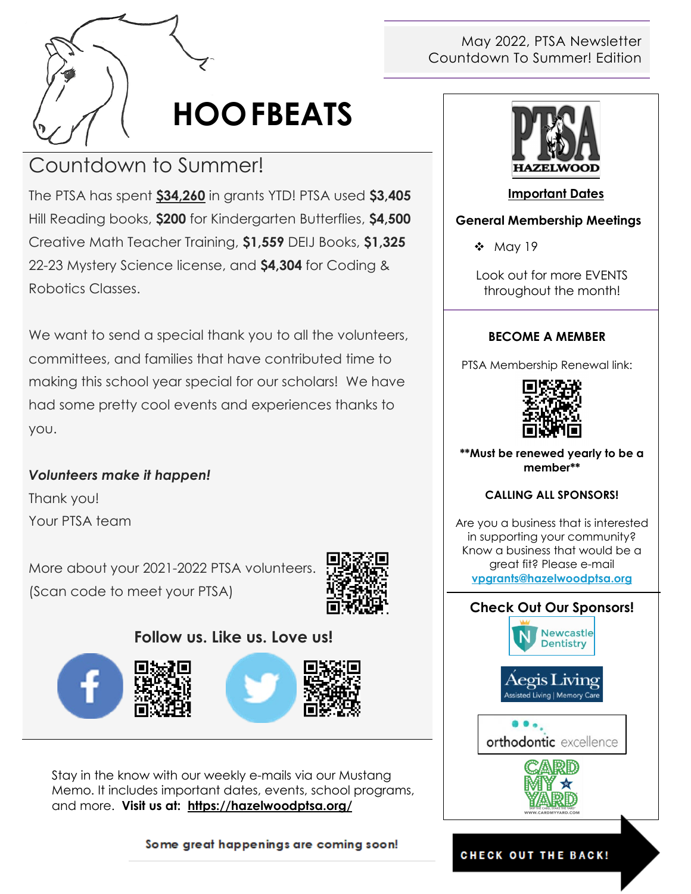May 2022, PTSA Newsletter
Countdown To Summer! Edition

# HOOFBEATS

## Countdown to Summer!

The PTSA has spent **$34,260** in grants YTD! PTSA used **$3,405** Hill Reading books, **$200** for Kindergarten Butterflies, **$4,500** Creative Math Teacher Training, **$1,559** DEIJ Books, **$1,325** 22-23 Mystery Science license, and **$4,304** for Coding & Robotics Classes.

We want to send a special thank you to all the volunteers, committees, and families that have contributed time to making this school year special for our scholars! We have had some pretty cool events and experiences thanks to you.

***Volunteers make it happen!***

Thank you!

Your PTSA team

More about your 2021-2022 PTSA volunteers. (Scan code to meet your PTSA)

**Follow us. Like us. Love us!**

Stay in the know with our weekly e-mails via our Mustang Memo. It includes important dates, events, school programs, and more. **Visit us at: https://hazelwoodptsa.org/**

**Some great happenings are coming soon!**

PTSA HAZELWOOD

**Important Dates**

**General Membership Meetings**

- May 19

Look out for more EVENTS throughout the month!

**BECOME A MEMBER**

PTSA Membership Renewal link:

****Must be renewed yearly to be a member****

**CALLING ALL SPONSORS!**

Are you a business that is interested in supporting your community? Know a business that would be a great fit? Please e-mail **vpgrants@hazelwoodptsa.org**

**Check Out Our Sponsors!**

Newcastle Dentistry

Aegis Living Assisted Living | Memory Care

orthodontic excellence

CARD MY YARD

**CHECK OUT THE BACK!**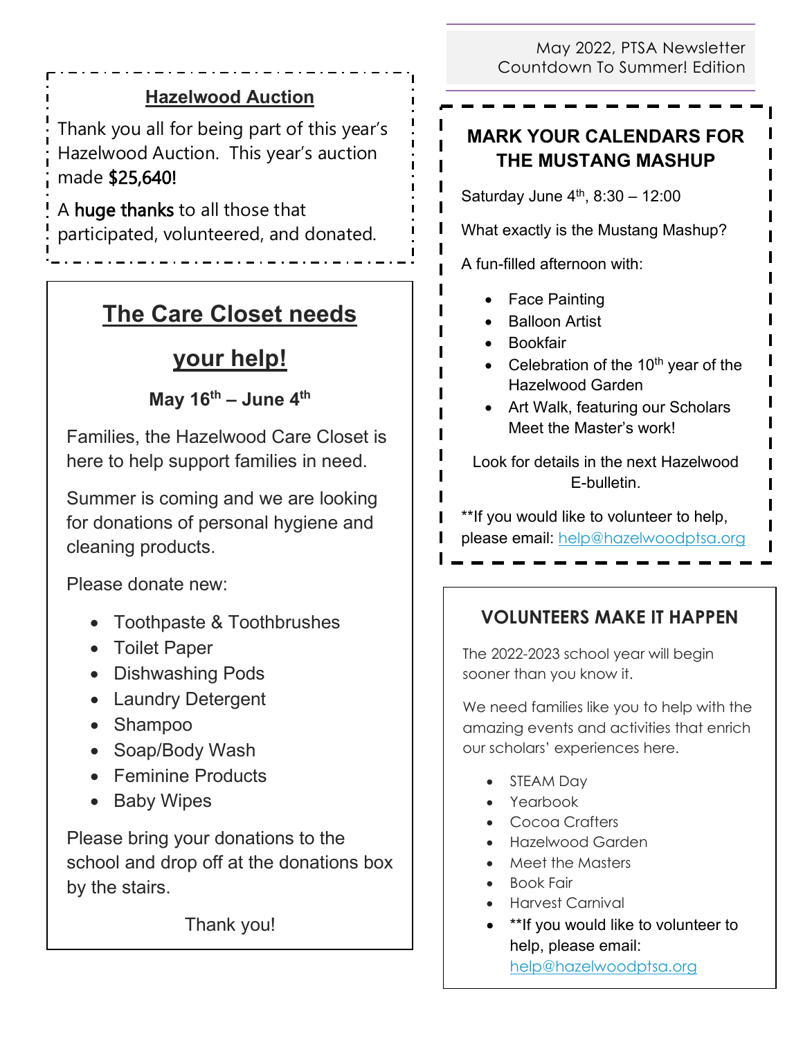May 2022, PTSA Newsletter
Countdown To Summer! Edition

## Hazelwood Auction

Thank you all for being part of this year's Hazelwood Auction. This year's auction made **$25,640!**

A **huge thanks** to all those that participated, volunteered, and donated.

## The Care Closet needs your help!

**May 16th – June 4th**

Families, the Hazelwood Care Closet is here to help support families in need.

Summer is coming and we are looking for donations of personal hygiene and cleaning products.

Please donate new:

- Toothpaste & Toothbrushes
- Toilet Paper
- Dishwashing Pods
- Laundry Detergent
- Shampoo
- Soap/Body Wash
- Feminine Products
- Baby Wipes

Please bring your donations to the school and drop off at the donations box by the stairs.

Thank you!

## MARK YOUR CALENDARS FOR THE MUSTANG MASHUP

Saturday June 4th, 8:30 – 12:00

What exactly is the Mustang Mashup?

A fun-filled afternoon with:

- Face Painting
- Balloon Artist
- Bookfair
- Celebration of the 10th year of the Hazelwood Garden
- Art Walk, featuring our Scholars Meet the Master's work!

Look for details in the next Hazelwood E-bulletin.

**If you would like to volunteer to help, please email: help@hazelwoodptsa.org

## VOLUNTEERS MAKE IT HAPPEN

The 2022-2023 school year will begin sooner than you know it.

We need families like you to help with the amazing events and activities that enrich our scholars' experiences here.

- STEAM Day
- Yearbook
- Cocoa Crafters
- Hazelwood Garden
- Meet the Masters
- Book Fair
- Harvest Carnival
- **If you would like to volunteer to help, please email: help@hazelwoodptsa.org